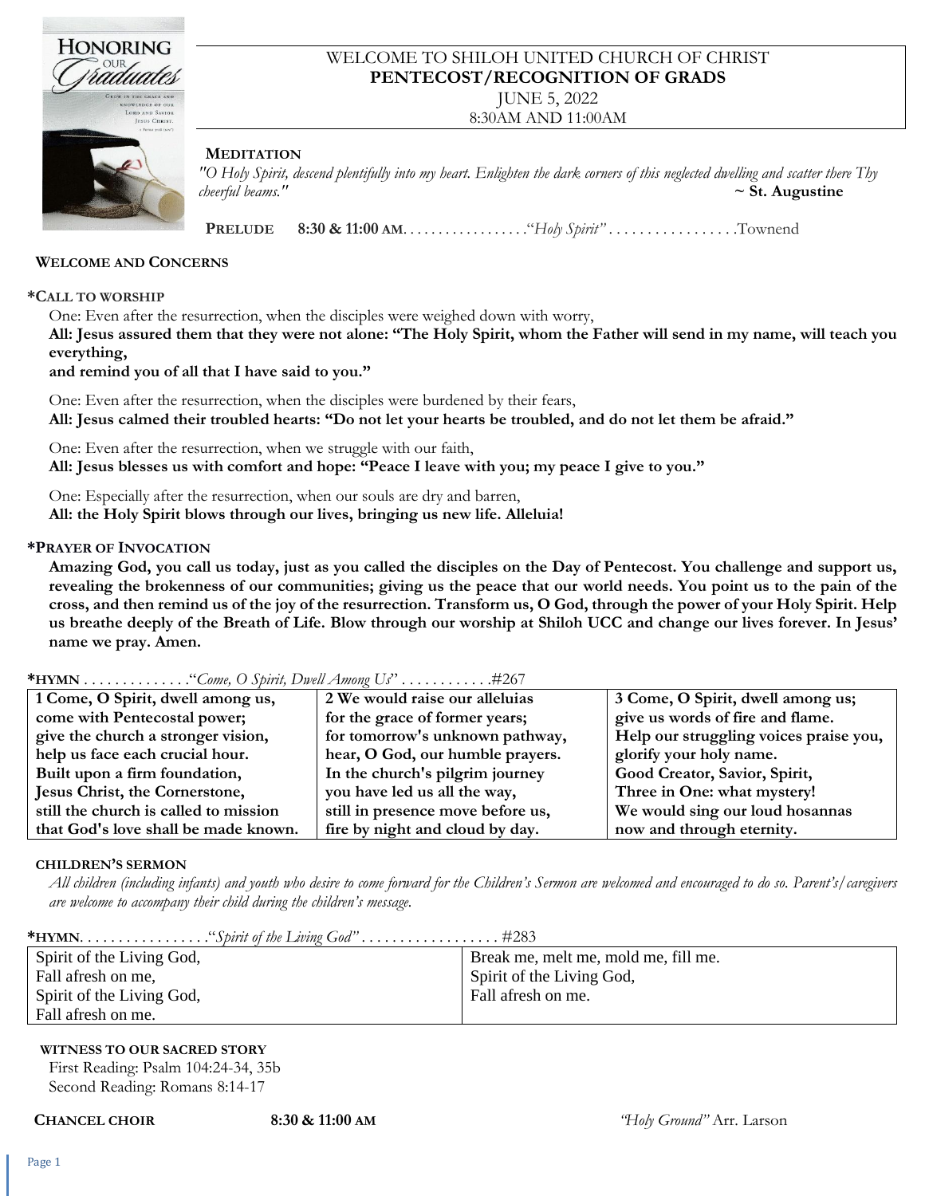WELCOME TO SHILOH UNITED CHURCH OF CHRIST
**PENTECOST/RECOGNITION OF GRADS**
JUNE 5, 2022
8:30AM AND 11:00AM

**MEDITATION**

*"O Holy Spirit, descend plentifully into my heart. Enlighten the dark corners of this neglected dwelling and scatter there Thy cheerful beams."* **~ St. Augustine**

**PRELUDE** **8:30 & 11:00 AM**. . . . . . . . . . . . . . . . .*"Holy Spirit"* . . . . . . . . . . . . . . . . .Townend

**WELCOME AND CONCERNS**

**\*CALL TO WORSHIP**

One: Even after the resurrection, when the disciples were weighed down with worry,
**All: Jesus assured them that they were not alone: "The Holy Spirit, whom the Father will send in my name, will teach you everything,
and remind you of all that I have said to you."**

One: Even after the resurrection, when the disciples were burdened by their fears,
**All: Jesus calmed their troubled hearts: "Do not let your hearts be troubled, and do not let them be afraid."**

One: Even after the resurrection, when we struggle with our faith,
**All: Jesus blesses us with comfort and hope: "Peace I leave with you; my peace I give to you."**

One: Especially after the resurrection, when our souls are dry and barren,
**All: the Holy Spirit blows through our lives, bringing us new life. Alleluia!**

**\*PRAYER OF INVOCATION**

**Amazing God, you call us today, just as you called the disciples on the Day of Pentecost. You challenge and support us, revealing the brokenness of our communities; giving us the peace that our world needs. You point us to the pain of the cross, and then remind us of the joy of the resurrection. Transform us, O God, through the power of your Holy Spirit. Help us breathe deeply of the Breath of Life. Blow through our worship at Shiloh UCC and change our lives forever. In Jesus' name we pray. Amen.**

**\*HYMN** . . . . . . . . . . . . . .*"Come, O Spirit, Dwell Among Us"* . . . . . . . . . . . .#267

| **1 Come, O Spirit, dwell among us,<br>come with Pentecostal power;<br>give the church a stronger vision,<br>help us face each crucial hour.<br>Built upon a firm foundation,<br>Jesus Christ, the Cornerstone,<br>still the church is called to mission<br>that God's love shall be made known.** | **2 We would raise our alleluias<br>for the grace of former years;<br>for tomorrow's unknown pathway,<br>hear, O God, our humble prayers.<br>In the church's pilgrim journey<br>you have led us all the way,<br>still in presence move before us,<br>fire by night and cloud by day.** | **3 Come, O Spirit, dwell among us;<br>give us words of fire and flame.<br>Help our struggling voices praise you,<br>glorify your holy name.<br>Good Creator, Savior, Spirit,<br>Three in One: what mystery!<br>We would sing our loud hosannas<br>now and through eternity.** |
|---|---|---|

**CHILDREN'S SERMON**

*All children (including infants) and youth who desire to come forward for the Children's Sermon are welcomed and encouraged to do so. Parent's/caregivers are welcome to accompany their child during the children's message.*

**\*HYMN**. . . . . . . . . . . . . . . . .*"Spirit of the Living God"* . . . . . . . . . . . . . . . . . . #283

| Spirit of the Living God,<br>Fall afresh on me,<br>Spirit of the Living God,<br>Fall afresh on me. | Break me, melt me, mold me, fill me.<br>Spirit of the Living God,<br>Fall afresh on me. |
|---|---|

**WITNESS TO OUR SACRED STORY**

First Reading: Psalm 104:24-34, 35b
Second Reading: Romans 8:14-17

**CHANCEL CHOIR** **8:30 & 11:00 AM** *"Holy Ground"* Arr. Larson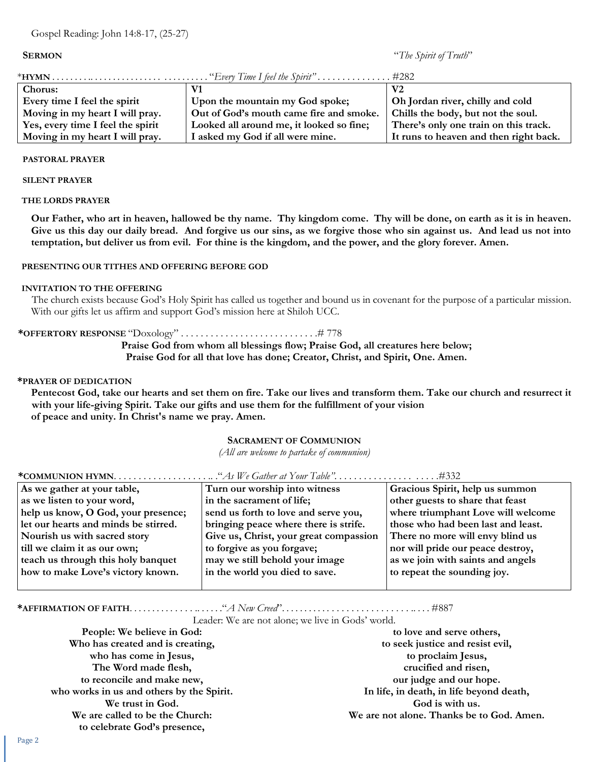Gospel Reading: John 14:8-17, (25-27)

**SERMON** "*The Spirit of Truth*"

\***HYMN** . . . . . . . . .. . . . . . . . . . . . . . . . . . . . . . . "*Every Time I feel the Spirit*" . . . . . . . . . . . . . . . #282

| Chorus: | V1 | V2 |
|---|---|---|
| Every time I feel the spirit<br>Moving in my heart I will pray.<br>Yes, every time I feel the spirit<br>Moving in my heart I will pray. | Upon the mountain my God spoke;<br>Out of God's mouth came fire and smoke.<br>Looked all around me, it looked so fine;<br>I asked my God if all were mine. | Oh Jordan river, chilly and cold<br>Chills the body, but not the soul.<br>There's only one train on this track.<br>It runs to heaven and then right back. |

**PASTORAL PRAYER**

**SILENT PRAYER**

**THE LORDS PRAYER**

**Our Father, who art in heaven, hallowed be thy name. Thy kingdom come. Thy will be done, on earth as it is in heaven. Give us this day our daily bread. And forgive us our sins, as we forgive those who sin against us. And lead us not into temptation, but deliver us from evil. For thine is the kingdom, and the power, and the glory forever. Amen.**

**PRESENTING OUR TITHES AND OFFERING BEFORE GOD**

**INVITATION TO THE OFFERING**

The church exists because God's Holy Spirit has called us together and bound us in covenant for the purpose of a particular mission. With our gifts let us affirm and support God's mission here at Shiloh UCC.

\***OFFERTORY RESPONSE** "Doxology" . . . . . . . . . . . . . . . . . . . . . . . . . . . .# 778

**Praise God from whom all blessings flow; Praise God, all creatures here below;**
**Praise God for all that love has done; Creator, Christ, and Spirit, One. Amen.**

\***PRAYER OF DEDICATION**

**Pentecost God, take our hearts and set them on fire. Take our lives and transform them. Take our church and resurrect it with your life-giving Spirit. Take our gifts and use them for the fulfillment of your vision of peace and unity. In Christ's name we pray. Amen.**

## SACRAMENT OF COMMUNION

*(All are welcome to partake of communion)*

\***COMMUNION HYMN**. . . . . . . . . . . . . . . . . . . .. ."*As We Gather at Your Table"*. . . . . . . . . . . . . . . . . . . . . .#332

| | | |
|---|---|---|
| As we gather at your table,<br>as we listen to your word,<br>help us know, O God, your presence;<br>let our hearts and minds be stirred.<br>Nourish us with sacred story<br>till we claim it as our own;<br>teach us through this holy banquet<br>how to make Love's victory known. | Turn our worship into witness<br>in the sacrament of life;<br>send us forth to love and serve you,<br>bringing peace where there is strife.<br>Give us, Christ, your great compassion<br>to forgive as you forgave;<br>may we still behold your image<br>in the world you died to save. | Gracious Spirit, help us summon<br>other guests to share that feast<br>where triumphant Love will welcome<br>those who had been last and least.<br>There no more will envy blind us<br>nor will pride our peace destroy,<br>as we join with saints and angels<br>to repeat the sounding joy. |

\***AFFIRMATION OF FAITH**. . . . . . . . . . . . . . .. . . . ."*A New Creed*". . . . . . . . . . . . . . . . . . . . . . . . . . .. . . . #887

Leader: We are not alone; we live in Gods' world.

**People: We believe in God:**
**Who has created and is creating,**
**who has come in Jesus,**
**The Word made flesh,**
**to reconcile and make new,**
**who works in us and others by the Spirit.**
**We trust in God.**
**We are called to be the Church:**
**to celebrate God's presence,**
**to love and serve others,**
**to seek justice and resist evil,**
**to proclaim Jesus,**
**crucified and risen,**
**our judge and our hope.**
**In life, in death, in life beyond death,**
**God is with us.**
**We are not alone. Thanks be to God. Amen.**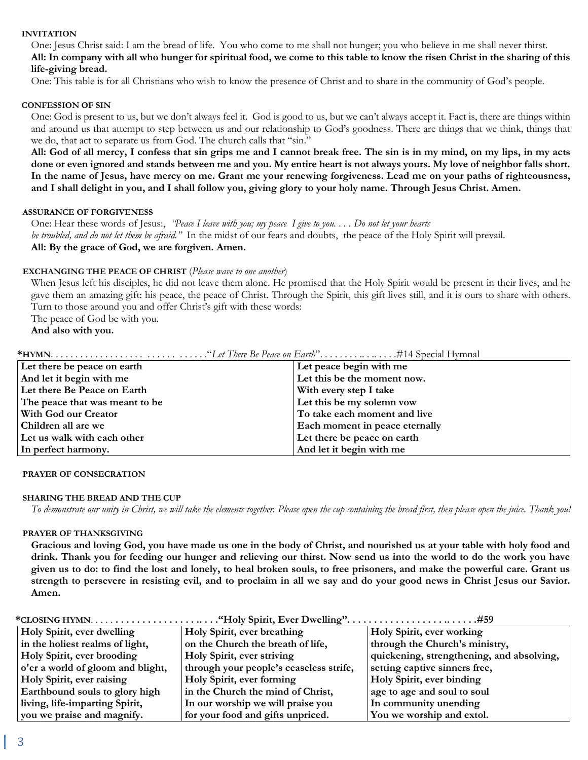**INVITATION**

One: Jesus Christ said: I am the bread of life. You who come to me shall not hunger; you who believe in me shall never thirst.

**All: In company with all who hunger for spiritual food, we come to this table to know the risen Christ in the sharing of this life-giving bread.**

One: This table is for all Christians who wish to know the presence of Christ and to share in the community of God's people.

**CONFESSION OF SIN**

One: God is present to us, but we don't always feel it. God is good to us, but we can't always accept it. Fact is, there are things within and around us that attempt to step between us and our relationship to God's goodness. There are things that we think, things that we do, that act to separate us from God. The church calls that "sin."

**All: God of all mercy, I confess that sin grips me and I cannot break free. The sin is in my mind, on my lips, in my acts done or even ignored and stands between me and you. My entire heart is not always yours. My love of neighbor falls short. In the name of Jesus, have mercy on me. Grant me your renewing forgiveness. Lead me on your paths of righteousness, and I shall delight in you, and I shall follow you, giving glory to your holy name. Through Jesus Christ. Amen.**

**ASSURANCE OF FORGIVENESS**

One: Hear these words of Jesus:, *"Peace I leave with you; my peace I give to you. . . . Do not let your hearts be troubled, and do not let them be afraid."* In the midst of our fears and doubts, the peace of the Holy Spirit will prevail.

**All: By the grace of God, we are forgiven. Amen.**

**EXCHANGING THE PEACE OF CHRIST** (*Please wave to one another*)

When Jesus left his disciples, he did not leave them alone. He promised that the Holy Spirit would be present in their lives, and he gave them an amazing gift: his peace, the peace of Christ. Through the Spirit, this gift lives still, and it is ours to share with others. Turn to those around you and offer Christ's gift with these words:

The peace of God be with you.

**And also with you.**

***HYMN**. . . . . . . . . . . . . . . . . . . . . . . . . . . . . . ."*Let There Be Peace on Earth*". . . . . . . . . . . . . . . .#14 Special Hymnal

| | |
|---|---|
| **Let there be peace on earth** | **Let peace begin with me** |
| **And let it begin with me** | **Let this be the moment now.** |
| **Let there Be Peace on Earth** | **With every step I take** |
| **The peace that was meant to be** | **Let this be my solemn vow** |
| **With God our Creator** | **To take each moment and live** |
| **Children all are we** | **Each moment in peace eternally** |
| **Let us walk with each other** | **Let there be peace on earth** |
| **In perfect harmony.** | **And let it begin with me** |

**PRAYER OF CONSECRATION**

**SHARING THE BREAD AND THE CUP**

*To demonstrate our unity in Christ, we will take the elements together. Please open the cup containing the bread first, then please open the juice. Thank you!*

**PRAYER OF THANKSGIVING**

**Gracious and loving God, you have made us one in the body of Christ, and nourished us at your table with holy food and drink. Thank you for feeding our hunger and relieving our thirst. Now send us into the world to do the work you have given us to do: to find the lost and lonely, to heal broken souls, to free prisoners, and make the powerful care. Grant us strength to persevere in resisting evil, and to proclaim in all we say and do your good news in Christ Jesus our Savior. Amen.**

***CLOSING HYMN**. . . . . . . . . . . . . . . . . . . . . . . . . . **"Holy Spirit, Ever Dwelling"**. . . . . . . . . . . . . . . . . . . . . . . . . . **#59**

| | | |
|---|---|---|
| **Holy Spirit, ever dwelling** | **Holy Spirit, ever breathing** | **Holy Spirit, ever working** |
| **in the holiest realms of light,** | **on the Church the breath of life,** | **through the Church's ministry,** |
| **Holy Spirit, ever brooding** | **Holy Spirit, ever striving** | **quickening, strengthening, and absolving,** |
| **o'er a world of gloom and blight,** | **through your people's ceaseless strife,** | **setting captive sinners free,** |
| **Holy Spirit, ever raising** | **Holy Spirit, ever forming** | **Holy Spirit, ever binding** |
| **Earthbound souls to glory high** | **in the Church the mind of Christ,** | **age to age and soul to soul** |
| **living, life-imparting Spirit,** | **In our worship we will praise you** | **In community unending** |
| **you we praise and magnify.** | **for your food and gifts unpriced.** | **You we worship and extol.** |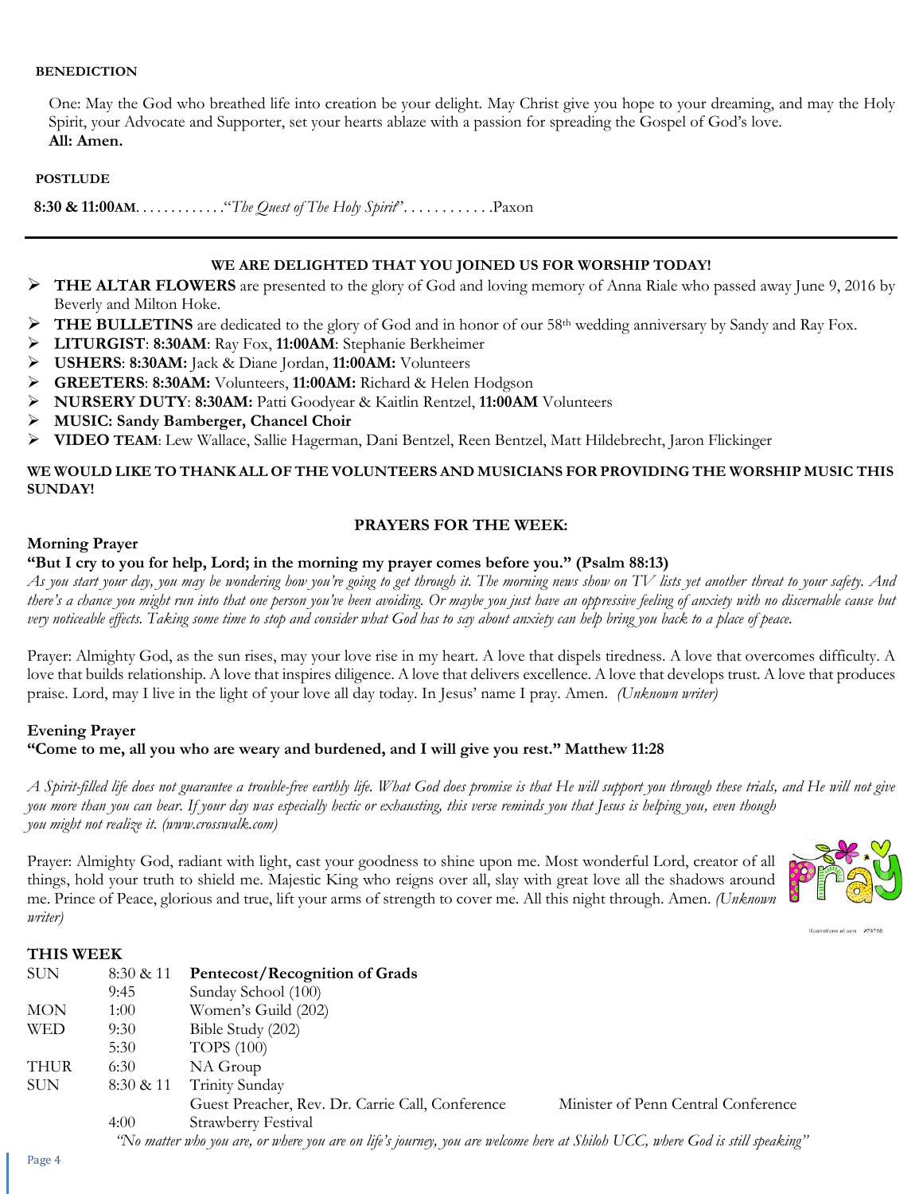**BENEDICTION**

One: May the God who breathed life into creation be your delight. May Christ give you hope to your dreaming, and may the Holy Spirit, your Advocate and Supporter, set your hearts ablaze with a passion for spreading the Gospel of God's love.
**All: Amen.**

**POSTLUDE**

**8:30 & 11:00AM**. . . . . . . . . . . . "*The Quest of The Holy Spirit*". . . . . . . . . . . .Paxon

---

**WE ARE DELIGHTED THAT YOU JOINED US FOR WORSHIP TODAY!**

- **THE ALTAR FLOWERS** are presented to the glory of God and loving memory of Anna Riale who passed away June 9, 2016 by Beverly and Milton Hoke.
- **THE BULLETINS** are dedicated to the glory of God and in honor of our 58th wedding anniversary by Sandy and Ray Fox.
- **LITURGIST**: **8:30AM**: Ray Fox, **11:00AM**: Stephanie Berkheimer
- **USHERS**: **8:30AM:** Jack & Diane Jordan, **11:00AM:** Volunteers
- **GREETERS**: **8:30AM:** Volunteers, **11:00AM:** Richard & Helen Hodgson
- **NURSERY DUTY**: **8:30AM:** Patti Goodyear & Kaitlin Rentzel, **11:00AM** Volunteers
- **MUSIC: Sandy Bamberger, Chancel Choir**
- **VIDEO TEAM**: Lew Wallace, Sallie Hagerman, Dani Bentzel, Reen Bentzel, Matt Hildebrecht, Jaron Flickinger

**WE WOULD LIKE TO THANK ALL OF THE VOLUNTEERS AND MUSICIANS FOR PROVIDING THE WORSHIP MUSIC THIS SUNDAY!**

## PRAYERS FOR THE WEEK:

### Morning Prayer

**"But I cry to you for help, Lord; in the morning my prayer comes before you." (Psalm 88:13)**

*As you start your day, you may be wondering how you're going to get through it. The morning news show on TV lists yet another threat to your safety. And there's a chance you might run into that one person you've been avoiding. Or maybe you just have an oppressive feeling of anxiety with no discernable cause but very noticeable effects. Taking some time to stop and consider what God has to say about anxiety can help bring you back to a place of peace.*

Prayer: Almighty God, as the sun rises, may your love rise in my heart. A love that dispels tiredness. A love that overcomes difficulty. A love that builds relationship. A love that inspires diligence. A love that delivers excellence. A love that develops trust. A love that produces praise. Lord, may I live in the light of your love all day today. In Jesus' name I pray. Amen. *(Unknown writer)*

### Evening Prayer

**"Come to me, all you who are weary and burdened, and I will give you rest." Matthew 11:28**

*A Spirit-filled life does not guarantee a trouble-free earthly life. What God does promise is that He will support you through these trials, and He will not give you more than you can bear. If your day was especially hectic or exhausting, this verse reminds you that Jesus is helping you, even though you might not realize it. (www.crosswalk.com)*

Prayer: Almighty God, radiant with light, cast your goodness to shine upon me. Most wonderful Lord, creator of all things, hold your truth to shield me. Majestic King who reigns over all, slay with great love all the shadows around me. Prince of Peace, glorious and true, lift your arms of strength to cover me. All this night through. Amen. *(Unknown writer)*

### THIS WEEK

| | | | |
|---|---|---|---|
| SUN | 8:30 & 11 | **Pentecost/Recognition of Grads** | |
| | 9:45 | Sunday School (100) | |
| MON | 1:00 | Women's Guild (202) | |
| WED | 9:30 | Bible Study (202) | |
| | 5:30 | TOPS (100) | |
| THUR | 6:30 | NA Group | |
| SUN | 8:30 & 11 | Trinity Sunday | |
| | | Guest Preacher, Rev. Dr. Carrie Call, Conference | Minister of Penn Central Conference |
| | 4:00 | Strawberry Festival | |

*"No matter who you are, or where you are on life's journey, you are welcome here at Shiloh UCC, where God is still speaking"*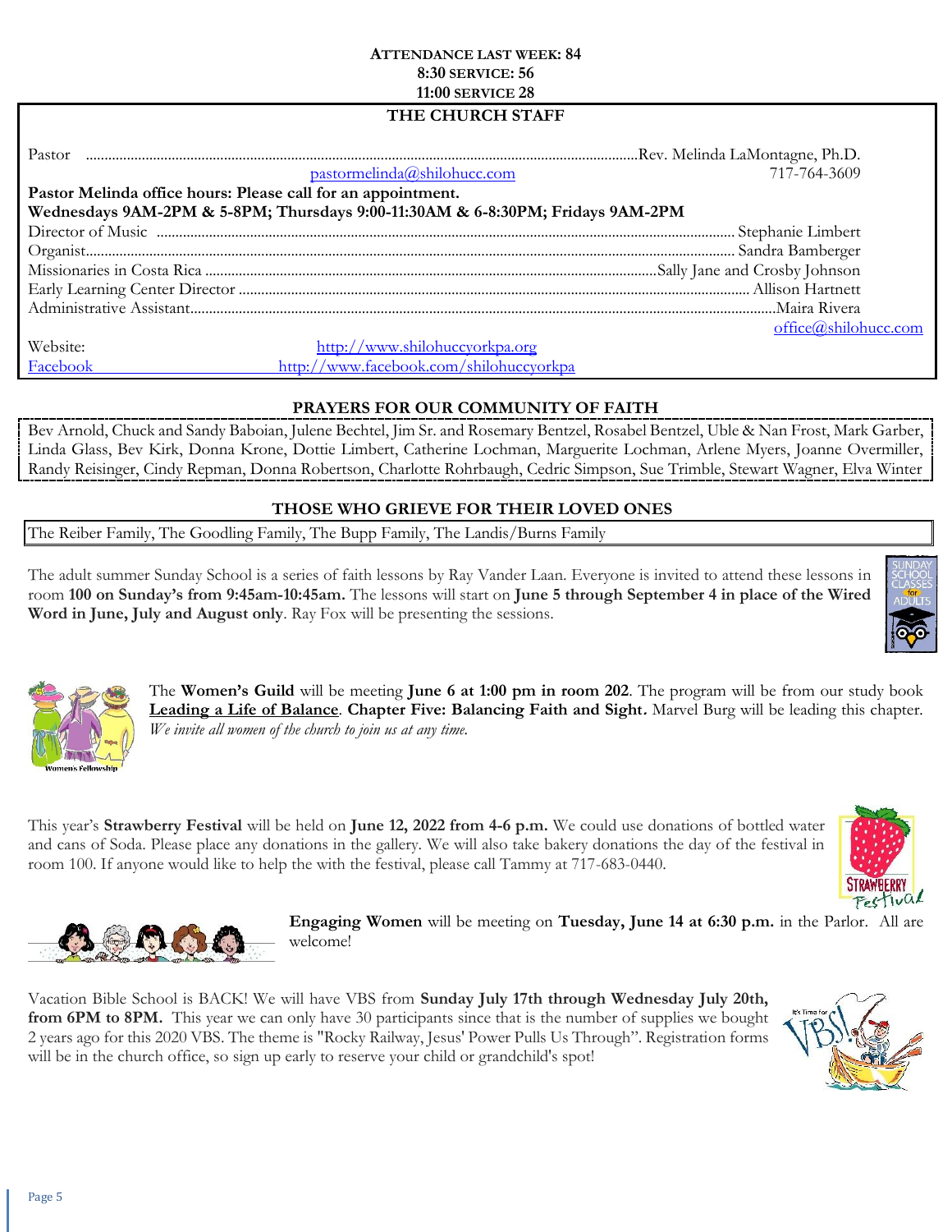**ATTENDANCE LAST WEEK: 84**
**8:30 SERVICE: 56**
**11:00 SERVICE 28**

## THE CHURCH STAFF

Pastor ............................................................Rev. Melinda LaMontagne, Ph.D.
pastormelinda@shilohucc.com 717-764-3609

**Pastor Melinda office hours: Please call for an appointment.**
**Wednesdays 9AM-2PM & 5-8PM; Thursdays 9:00-11:30AM & 6-8:30PM; Fridays 9AM-2PM**

Director of Music .......................................... Stephanie Limbert
Organist.......................................... Sandra Bamberger
Missionaries in Costa Rica ..........................................Sally Jane and Crosby Johnson
Early Learning Center Director .......................................... Allison Hartnett
Administrative Assistant..........................................Maira Rivera
office@shilohucc.com

Website: http://www.shilohuccyorkpa.org
Facebook http://www.facebook.com/shilohuccyorkpa

## PRAYERS FOR OUR COMMUNITY OF FAITH

Bev Arnold, Chuck and Sandy Baboian, Julene Bechtel, Jim Sr. and Rosemary Bentzel, Rosabel Bentzel, Uble & Nan Frost, Mark Garber, Linda Glass, Bev Kirk, Donna Krone, Dottie Limbert, Catherine Lochman, Marguerite Lochman, Arlene Myers, Joanne Overmiller, Randy Reisinger, Cindy Repman, Donna Robertson, Charlotte Rohrbaugh, Cedric Simpson, Sue Trimble, Stewart Wagner, Elva Winter

## THOSE WHO GRIEVE FOR THEIR LOVED ONES

The Reiber Family, The Goodling Family, The Bupp Family, The Landis/Burns Family

The adult summer Sunday School is a series of faith lessons by Ray Vander Laan. Everyone is invited to attend these lessons in room **100 on Sunday's from 9:45am-10:45am.** The lessons will start on **June 5 through September 4 in place of the Wired Word in June, July and August only**. Ray Fox will be presenting the sessions.

The **Women's Guild** will be meeting **June 6 at 1:00 pm in room 202**. The program will be from our study book **Leading a Life of Balance**. **Chapter Five: Balancing Faith and Sight.** Marvel Burg will be leading this chapter. *We invite all women of the church to join us at any time.*

This year's **Strawberry Festival** will be held on **June 12, 2022 from 4-6 p.m.** We could use donations of bottled water and cans of Soda. Please place any donations in the gallery. We will also take bakery donations the day of the festival in room 100. If anyone would like to help the with the festival, please call Tammy at 717-683-0440.

**Engaging Women** will be meeting on **Tuesday, June 14 at 6:30 p.m.** in the Parlor. All are welcome!

Vacation Bible School is BACK! We will have VBS from **Sunday July 17th through Wednesday July 20th, from 6PM to 8PM.** This year we can only have 30 participants since that is the number of supplies we bought 2 years ago for this 2020 VBS. The theme is "Rocky Railway, Jesus' Power Pulls Us Through". Registration forms will be in the church office, so sign up early to reserve your child or grandchild's spot!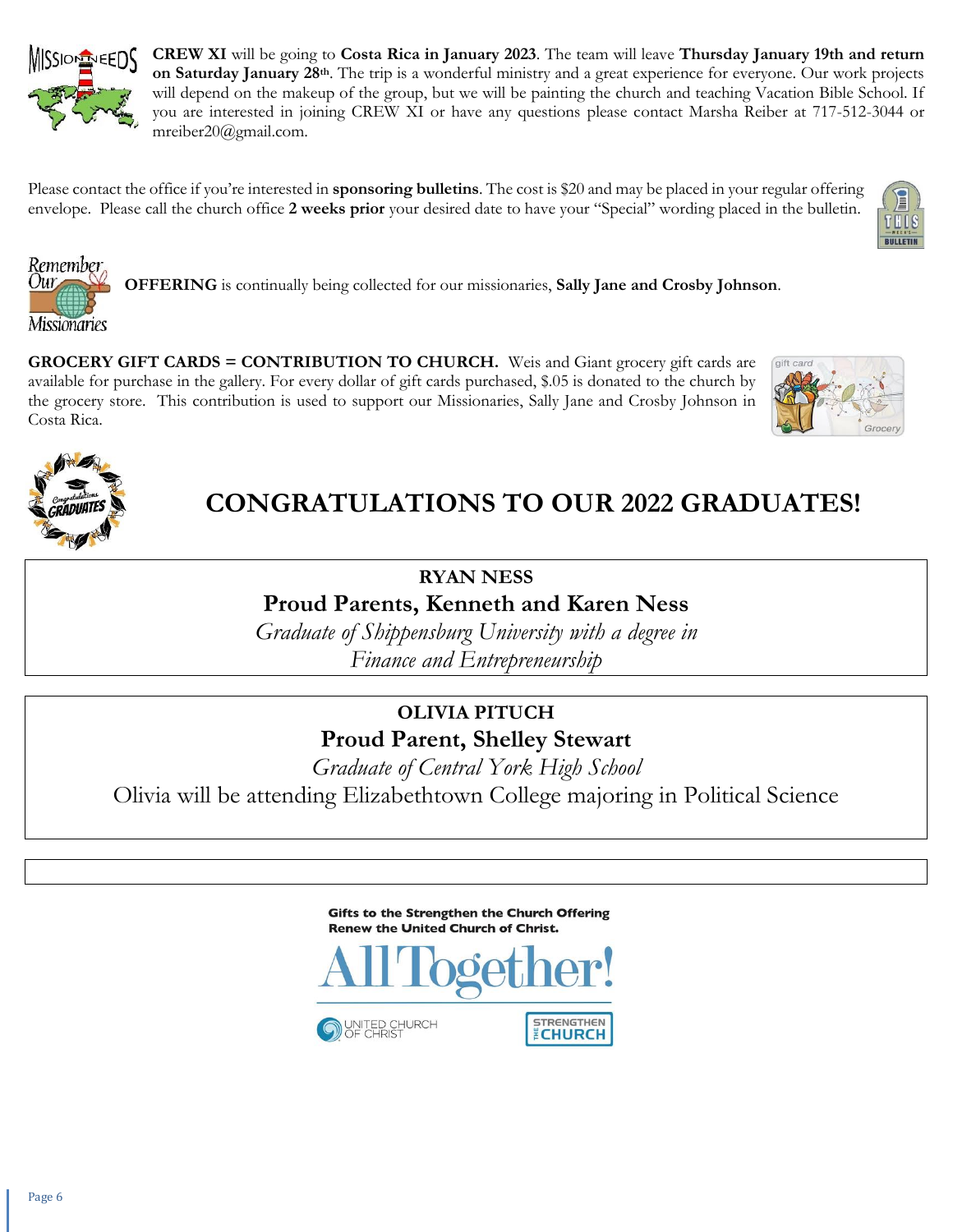**CREW XI** will be going to **Costa Rica in January 2023**. The team will leave **Thursday January 19th and return on Saturday January 28th**. The trip is a wonderful ministry and a great experience for everyone. Our work projects will depend on the makeup of the group, but we will be painting the church and teaching Vacation Bible School. If you are interested in joining CREW XI or have any questions please contact Marsha Reiber at 717-512-3044 or mreiber20@gmail.com.

Please contact the office if you're interested in **sponsoring bulletins**. The cost is $20 and may be placed in your regular offering envelope. Please call the church office **2 weeks prior** your desired date to have your "Special" wording placed in the bulletin.

**OFFERING** is continually being collected for our missionaries, **Sally Jane and Crosby Johnson**.

**GROCERY GIFT CARDS = CONTRIBUTION TO CHURCH.** Weis and Giant grocery gift cards are available for purchase in the gallery. For every dollar of gift cards purchased, $.05 is donated to the church by the grocery store. This contribution is used to support our Missionaries, Sally Jane and Crosby Johnson in Costa Rica.

# CONGRATULATIONS TO OUR 2022 GRADUATES!

**RYAN NESS**

**Proud Parents, Kenneth and Karen Ness**

*Graduate of Shippensburg University with a degree in Finance and Entrepreneurship*

**OLIVIA PITUCH**

**Proud Parent, Shelley Stewart**

*Graduate of Central York High School*

Olivia will be attending Elizabethtown College majoring in Political Science

**Gifts to the Strengthen the Church Offering**
**Renew the United Church of Christ.**

All Together!

UNITED CHURCH OF CHRIST

STRENGTHEN THE CHURCH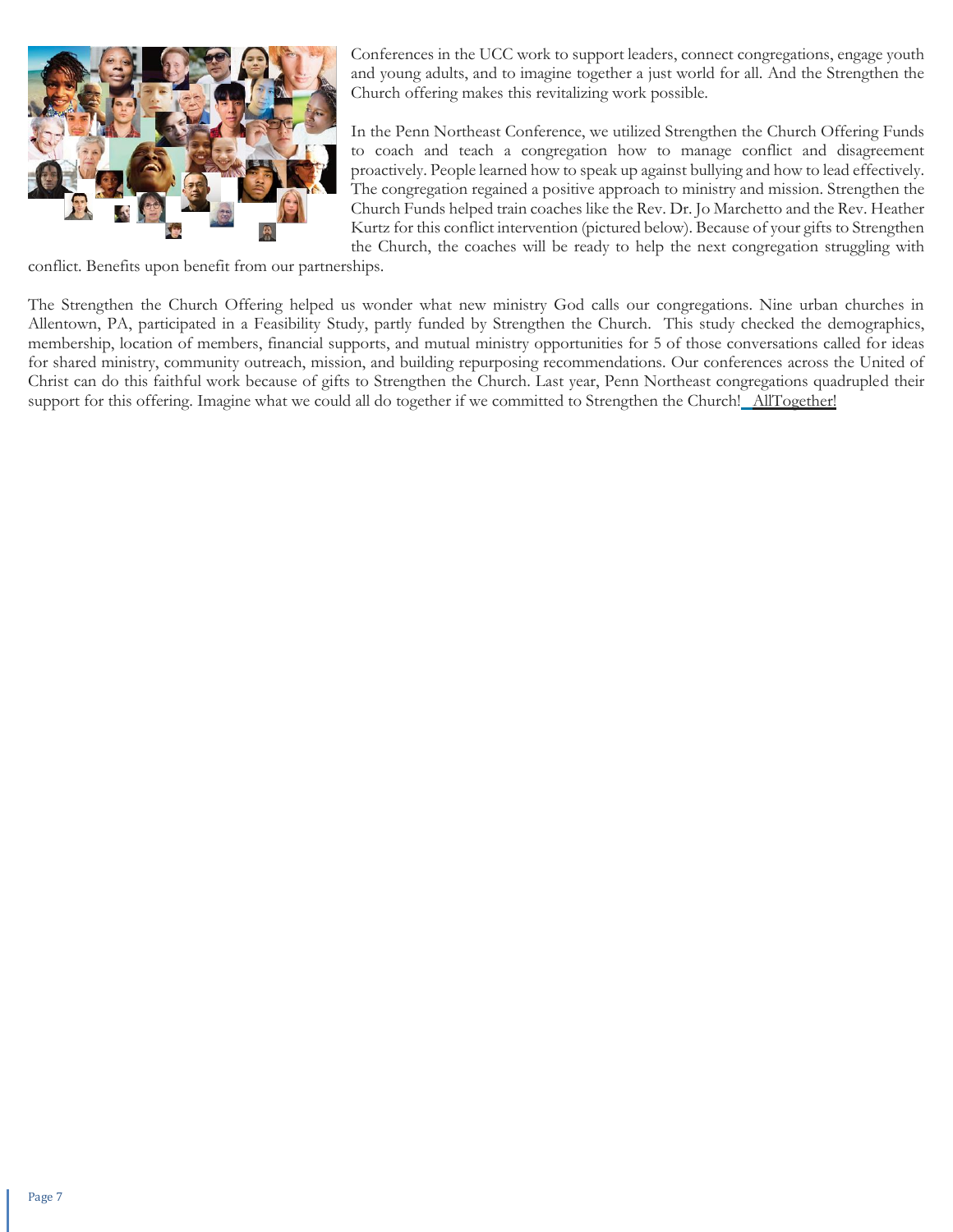Conferences in the UCC work to support leaders, connect congregations, engage youth and young adults, and to imagine together a just world for all. And the Strengthen the Church offering makes this revitalizing work possible.

In the Penn Northeast Conference, we utilized Strengthen the Church Offering Funds to coach and teach a congregation how to manage conflict and disagreement proactively. People learned how to speak up against bullying and how to lead effectively. The congregation regained a positive approach to ministry and mission. Strengthen the Church Funds helped train coaches like the Rev. Dr. Jo Marchetto and the Rev. Heather Kurtz for this conflict intervention (pictured below). Because of your gifts to Strengthen the Church, the coaches will be ready to help the next congregation struggling with conflict. Benefits upon benefit from our partnerships.

The Strengthen the Church Offering helped us wonder what new ministry God calls our congregations. Nine urban churches in Allentown, PA, participated in a Feasibility Study, partly funded by Strengthen the Church. This study checked the demographics, membership, location of members, financial supports, and mutual ministry opportunities for 5 of those conversations called for ideas for shared ministry, community outreach, mission, and building repurposing recommendations. Our conferences across the United of Christ can do this faithful work because of gifts to Strengthen the Church. Last year, Penn Northeast congregations quadrupled their support for this offering. Imagine what we could all do together if we committed to Strengthen the Church! AllTogether!